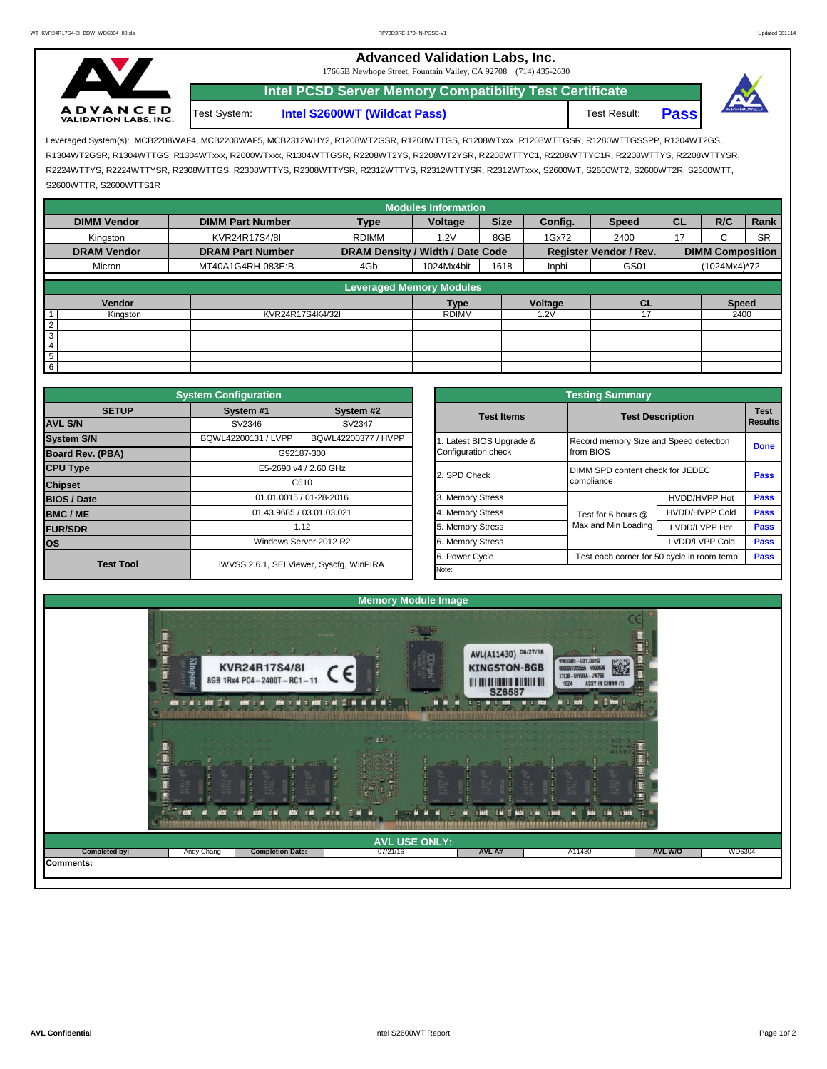# Advanced Validation Labs, Inc.

17665B Newhope Street, Fountain Valley, CA 92708 (714) 435-2630

## Intel PCSD Server Memory Compatibility Test Certificate

Test System: **Intel S2600WT (Wildcat Pass)** Test Result: **Pass**

Leveraged System(s): MCB2208WAF4, MCB2208WAF5, MCB2312WHY2, R1208WT2GSR, R1208WTTGS, R1208WTxxx, R1208WTTGSR, R1280WTTGSSPP, R1304WT2GS, R1304WT2GSR, R1304WTTGS, R1304WTxxx, R2000WTxxx, R1304WTTGSR, R2208WT2YS, R2208WT2YSR, R2208WTTYC1, R2208WTTYC1R, R2208WTTYS, R2208WTTYSR, R2224WTTYS, R2224WTTYSR, R2308WTTGS, R2308WTTYS, R2308WTTYSR, R2312WTTYS, R2312WTTYSR, R2312WTxxx, S2600WT, S2600WT2, S2600WT2R, S2600WTT, S2600WTTR, S2600WTTS1R

### Modules Information

| DIMM Vendor | DIMM Part Number | Type | Voltage | Size | Config. | Speed | CL | R/C | Rank |
|---|---|---|---|---|---|---|---|---|---|
| Kingston | KVR24R17S4/8I | RDIMM | 1.2V | 8GB | 1Gx72 | 2400 | 17 | C | SR |
| **DRAM Vendor** | **DRAM Part Number** | **DRAM Density / Width / Date Code** | | | **Register Vendor / Rev.** | | **DIMM Composition** | | |
| Micron | MT40A1G4RH-083E:B | 4Gb | 1024Mx4bit | 1618 | Inphi | GS01 | (1024Mx4)*72 | | |

### Leveraged Memory Modules

| | Vendor | | Type | Voltage | CL | Speed |
|---|---|---|---|---|---|---|
| 1 | Kingston | KVR24R17S4K4/32I | RDIMM | 1.2V | 17 | 2400 |
| 2 | | | | | | |
| 3 | | | | | | |
| 4 | | | | | | |
| 5 | | | | | | |
| 6 | | | | | | |

### System Configuration

| SETUP | System #1 | System #2 |
|---|---|---|
| AVL S/N | SV2346 | SV2347 |
| System S/N | BQWL42200131 / LVPP | BQWL42200377 / HVPP |
| Board Rev. (PBA) | G92187-300 | |
| CPU Type | E5-2690 v4 / 2.60 GHz | |
| Chipset | C610 | |
| BIOS / Date | 01.01.0015 / 01-28-2016 | |
| BMC / ME | 01.43.9685 / 03.01.03.021 | |
| FUR/SDR | 1.12 | |
| OS | Windows Server 2012 R2 | |
| Test Tool | iWVSS 2.6.1, SELViewer, Syscfg, WinPIRA | |

### Testing Summary

| Test Items | Test Description | | Test Results |
|---|---|---|---|
| 1. Latest BIOS Upgrade & Configuration check | Record memory Size and Speed detection from BIOS | | Done |
| 2. SPD Check | DIMM SPD content check for JEDEC compliance | | Pass |
| 3. Memory Stress | Test for 6 hours @ Max and Min Loading | HVDD/HVPP Hot | Pass |
| 4. Memory Stress | | HVDD/HVPP Cold | Pass |
| 5. Memory Stress | | LVDD/LVPP Hot | Pass |
| 6. Memory Stress | | LVDD/LVPP Cold | Pass |
| 6. Power Cycle | Test each corner for 50 cycle in room temp | | Pass |
| Note: | | | |

### Memory Module Image

### AVL USE ONLY:

| Completed by: | Andy Chang | Completion Date: | 07/21/16 | AVL A# | A11430 | AVL W/O | WD6304 |
|---|---|---|---|---|---|---|---|

**Comments:**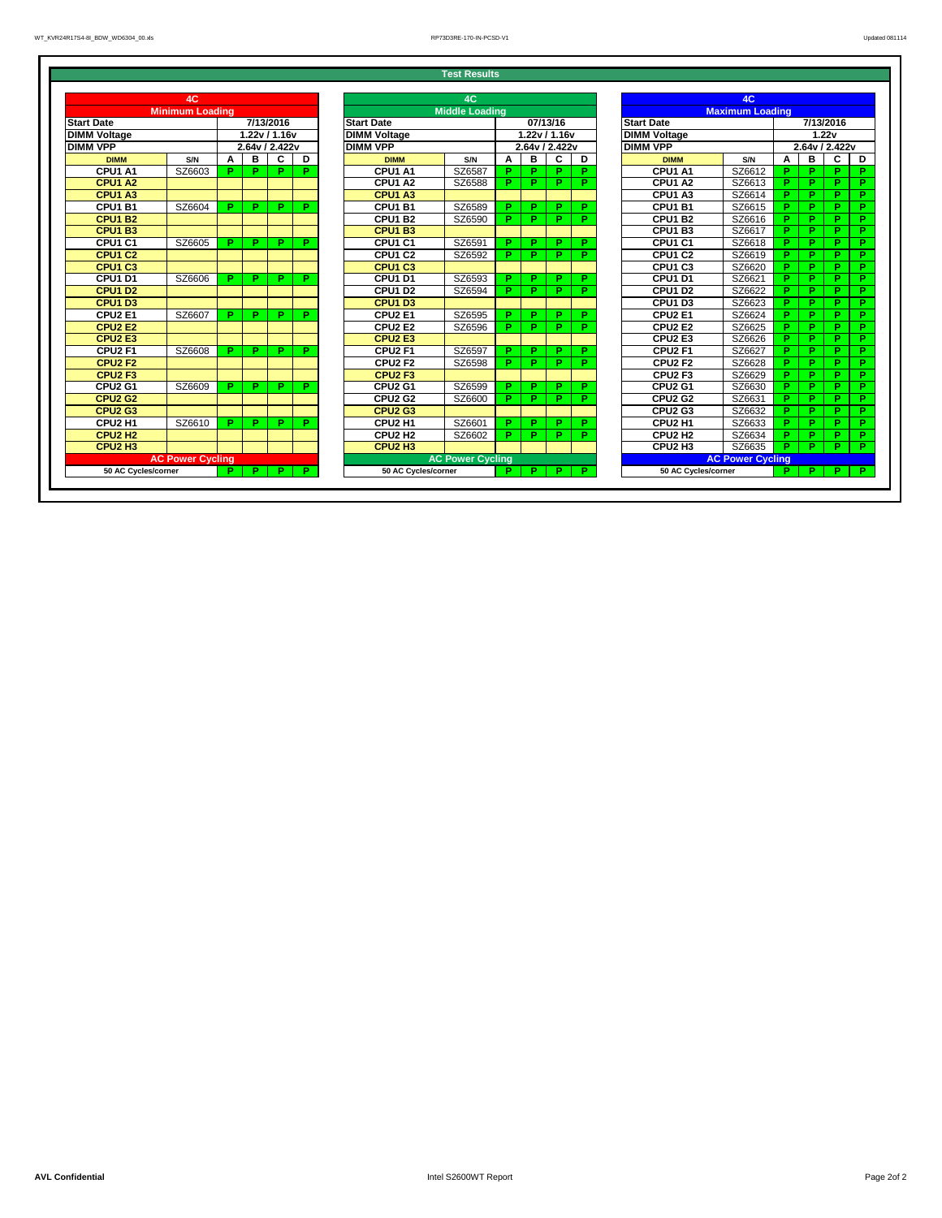## Test Results

| 4C Minimum Loading | | | | | |
|---|---|---|---|---|---|
| Start Date | | 7/13/2016 | | | |
| DIMM Voltage | | 1.22v / 1.16v | | | |
| DIMM VPP | | 2.64v / 2.422v | | | |
| DIMM | S/N | A | B | C | D |
| CPU1 A1 | SZ6603 | P | P | P | P |
| CPU1 A2 | | | | | |
| CPU1 A3 | | | | | |
| CPU1 B1 | SZ6604 | P | P | P | P |
| CPU1 B2 | | | | | |
| CPU1 B3 | | | | | |
| CPU1 C1 | SZ6605 | P | P | P | P |
| CPU1 C2 | | | | | |
| CPU1 C3 | | | | | |
| CPU1 D1 | SZ6606 | P | P | P | P |
| CPU1 D2 | | | | | |
| CPU1 D3 | | | | | |
| CPU2 E1 | SZ6607 | P | P | P | P |
| CPU2 E2 | | | | | |
| CPU2 E3 | | | | | |
| CPU2 F1 | SZ6608 | P | P | P | P |
| CPU2 F2 | | | | | |
| CPU2 F3 | | | | | |
| CPU2 G1 | SZ6609 | P | P | P | P |
| CPU2 G2 | | | | | |
| CPU2 G3 | | | | | |
| CPU2 H1 | SZ6610 | P | P | P | P |
| CPU2 H2 | | | | | |
| CPU2 H3 | | | | | |
| AC Power Cycling | | | | | |
| 50 AC Cycles/corner | | P | P | P | P |

| 4C Middle Loading | | | | | |
|---|---|---|---|---|---|
| Start Date | | 07/13/16 | | | |
| DIMM Voltage | | 1.22v / 1.16v | | | |
| DIMM VPP | | 2.64v / 2.422v | | | |
| DIMM | S/N | A | B | C | D |
| CPU1 A1 | SZ6587 | P | P | P | P |
| CPU1 A2 | SZ6588 | P | P | P | P |
| CPU1 A3 | | | | | |
| CPU1 B1 | SZ6589 | P | P | P | P |
| CPU1 B2 | SZ6590 | P | P | P | P |
| CPU1 B3 | | | | | |
| CPU1 C1 | SZ6591 | P | P | P | P |
| CPU1 C2 | SZ6592 | P | P | P | P |
| CPU1 C3 | | | | | |
| CPU1 D1 | SZ6593 | P | P | P | P |
| CPU1 D2 | SZ6594 | P | P | P | P |
| CPU1 D3 | | | | | |
| CPU2 E1 | SZ6595 | P | P | P | P |
| CPU2 E2 | SZ6596 | P | P | P | P |
| CPU2 E3 | | | | | |
| CPU2 F1 | SZ6597 | P | P | P | P |
| CPU2 F2 | SZ6598 | P | P | P | P |
| CPU2 F3 | | | | | |
| CPU2 G1 | SZ6599 | P | P | P | P |
| CPU2 G2 | SZ6600 | P | P | P | P |
| CPU2 G3 | | | | | |
| CPU2 H1 | SZ6601 | P | P | P | P |
| CPU2 H2 | SZ6602 | P | P | P | P |
| CPU2 H3 | | | | | |
| AC Power Cycling | | | | | |
| 50 AC Cycles/corner | | P | P | P | P |

| 4C Maximum Loading | | | | | |
|---|---|---|---|---|---|
| Start Date | | 7/13/2016 | | | |
| DIMM Voltage | | 1.22v | | | |
| DIMM VPP | | 2.64v / 2.422v | | | |
| DIMM | S/N | A | B | C | D |
| CPU1 A1 | SZ6612 | P | P | P | P |
| CPU1 A2 | SZ6613 | P | P | P | P |
| CPU1 A3 | SZ6614 | P | P | P | P |
| CPU1 B1 | SZ6615 | P | P | P | P |
| CPU1 B2 | SZ6616 | P | P | P | P |
| CPU1 B3 | SZ6617 | P | P | P | P |
| CPU1 C1 | SZ6618 | P | P | P | P |
| CPU1 C2 | SZ6619 | P | P | P | P |
| CPU1 C3 | SZ6620 | P | P | P | P |
| CPU1 D1 | SZ6621 | P | P | P | P |
| CPU1 D2 | SZ6622 | P | P | P | P |
| CPU1 D3 | SZ6623 | P | P | P | P |
| CPU2 E1 | SZ6624 | P | P | P | P |
| CPU2 E2 | SZ6625 | P | P | P | P |
| CPU2 E3 | SZ6626 | P | P | P | P |
| CPU2 F1 | SZ6627 | P | P | P | P |
| CPU2 F2 | SZ6628 | P | P | P | P |
| CPU2 F3 | SZ6629 | P | P | P | P |
| CPU2 G1 | SZ6630 | P | P | P | P |
| CPU2 G2 | SZ6631 | P | P | P | P |
| CPU2 G3 | SZ6632 | P | P | P | P |
| CPU2 H1 | SZ6633 | P | P | P | P |
| CPU2 H2 | SZ6634 | P | P | P | P |
| CPU2 H3 | SZ6635 | P | P | P | P |
| AC Power Cycling | | | | | |
| 50 AC Cycles/corner | | P | P | P | P |